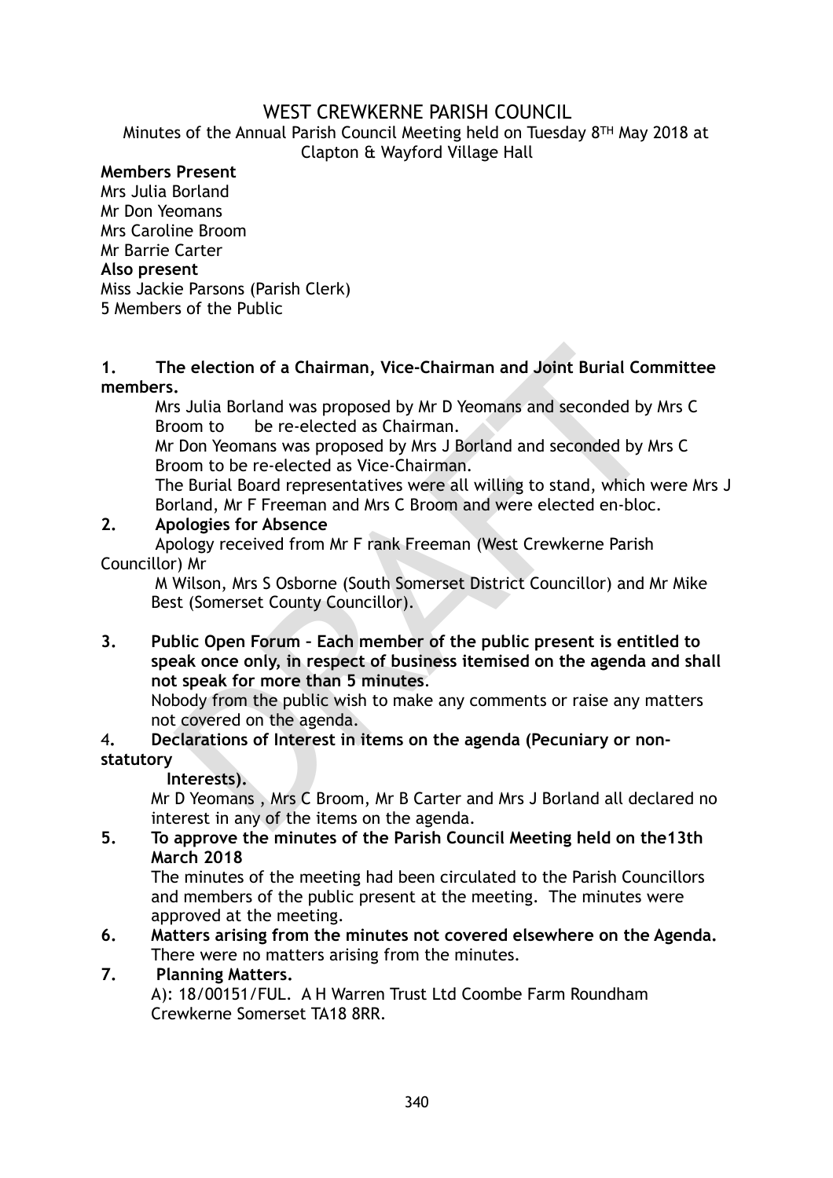# WEST CREWKERNE PARISH COUNCIL

Minutes of the Annual Parish Council Meeting held on Tuesday 8TH May 2018 at Clapton & Wayford Village Hall

**Members Present**

Mrs Julia Borland
Mr Don Yeomans
Mrs Caroline Broom
Mr Barrie Carter

**Also present**

Miss Jackie Parsons (Parish Clerk)
5 Members of the Public

**1. The election of a Chairman, Vice-Chairman and Joint Burial Committee members.**

Mrs Julia Borland was proposed by Mr D Yeomans and seconded by Mrs C Broom to be re-elected as Chairman.

Mr Don Yeomans was proposed by Mrs J Borland and seconded by Mrs C Broom to be re-elected as Vice-Chairman.

The Burial Board representatives were all willing to stand, which were Mrs J Borland, Mr F Freeman and Mrs C Broom and were elected en-bloc.

**2. Apologies for Absence**

Apology received from Mr F rank Freeman (West Crewkerne Parish Councillor) Mr M Wilson, Mrs S Osborne (South Somerset District Councillor) and Mr Mike Best (Somerset County Councillor).

**3. Public Open Forum – Each member of the public present is entitled to speak once only, in respect of business itemised on the agenda and shall not speak for more than 5 minutes**.

Nobody from the public wish to make any comments or raise any matters not covered on the agenda.

**4. Declarations of Interest in items on the agenda (Pecuniary or non-statutory Interests).**

Mr D Yeomans , Mrs C Broom, Mr B Carter and Mrs J Borland all declared no interest in any of the items on the agenda.

**5. To approve the minutes of the Parish Council Meeting held on the13th March 2018**

The minutes of the meeting had been circulated to the Parish Councillors and members of the public present at the meeting. The minutes were approved at the meeting.

**6. Matters arising from the minutes not covered elsewhere on the Agenda.**

There were no matters arising from the minutes.

**7. Planning Matters.**

A): 18/00151/FUL. A H Warren Trust Ltd Coombe Farm Roundham Crewkerne Somerset TA18 8RR.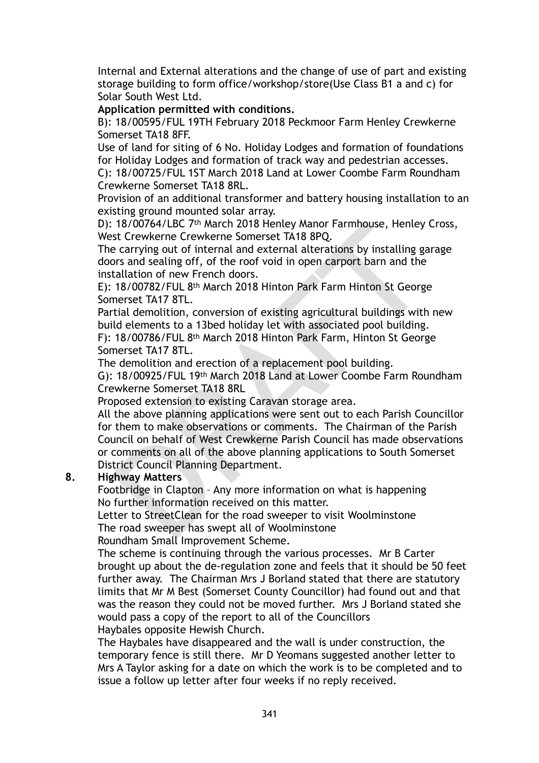Internal and External alterations and the change of use of part and existing storage building to form office/workshop/store(Use Class B1 a and c) for Solar South West Ltd.

**Application permitted with conditions.**

B): 18/00595/FUL 19TH February 2018 Peckmoor Farm Henley Crewkerne Somerset TA18 8FF.

Use of land for siting of 6 No. Holiday Lodges and formation of foundations for Holiday Lodges and formation of track way and pedestrian accesses.

C): 18/00725/FUL 1ST March 2018 Land at Lower Coombe Farm Roundham Crewkerne Somerset TA18 8RL.

Provision of an additional transformer and battery housing installation to an existing ground mounted solar array.

D): 18/00764/LBC 7th March 2018 Henley Manor Farmhouse, Henley Cross, West Crewkerne Crewkerne Somerset TA18 8PQ.

The carrying out of internal and external alterations by installing garage doors and sealing off, of the roof void in open carport barn and the installation of new French doors.

E): 18/00782/FUL 8th March 2018 Hinton Park Farm Hinton St George Somerset TA17 8TL.

Partial demolition, conversion of existing agricultural buildings with new build elements to a 13bed holiday let with associated pool building.

F): 18/00786/FUL 8th March 2018 Hinton Park Farm, Hinton St George Somerset TA17 8TL.

The demolition and erection of a replacement pool building.

G): 18/00925/FUL 19th March 2018 Land at Lower Coombe Farm Roundham Crewkerne Somerset TA18 8RL

Proposed extension to existing Caravan storage area.

All the above planning applications were sent out to each Parish Councillor for them to make observations or comments. The Chairman of the Parish Council on behalf of West Crewkerne Parish Council has made observations or comments on all of the above planning applications to South Somerset District Council Planning Department.

## 8. Highway Matters

Footbridge in Clapton – Any more information on what is happening
No further information received on this matter.

Letter to StreetClean for the road sweeper to visit Woolminstone
The road sweeper has swept all of Woolminstone

Roundham Small Improvement Scheme.

The scheme is continuing through the various processes. Mr B Carter brought up about the de-regulation zone and feels that it should be 50 feet further away. The Chairman Mrs J Borland stated that there are statutory limits that Mr M Best (Somerset County Councillor) had found out and that was the reason they could not be moved further. Mrs J Borland stated she would pass a copy of the report to all of the Councillors

Haybales opposite Hewish Church.

The Haybales have disappeared and the wall is under construction, the temporary fence is still there. Mr D Yeomans suggested another letter to Mrs A Taylor asking for a date on which the work is to be completed and to issue a follow up letter after four weeks if no reply received.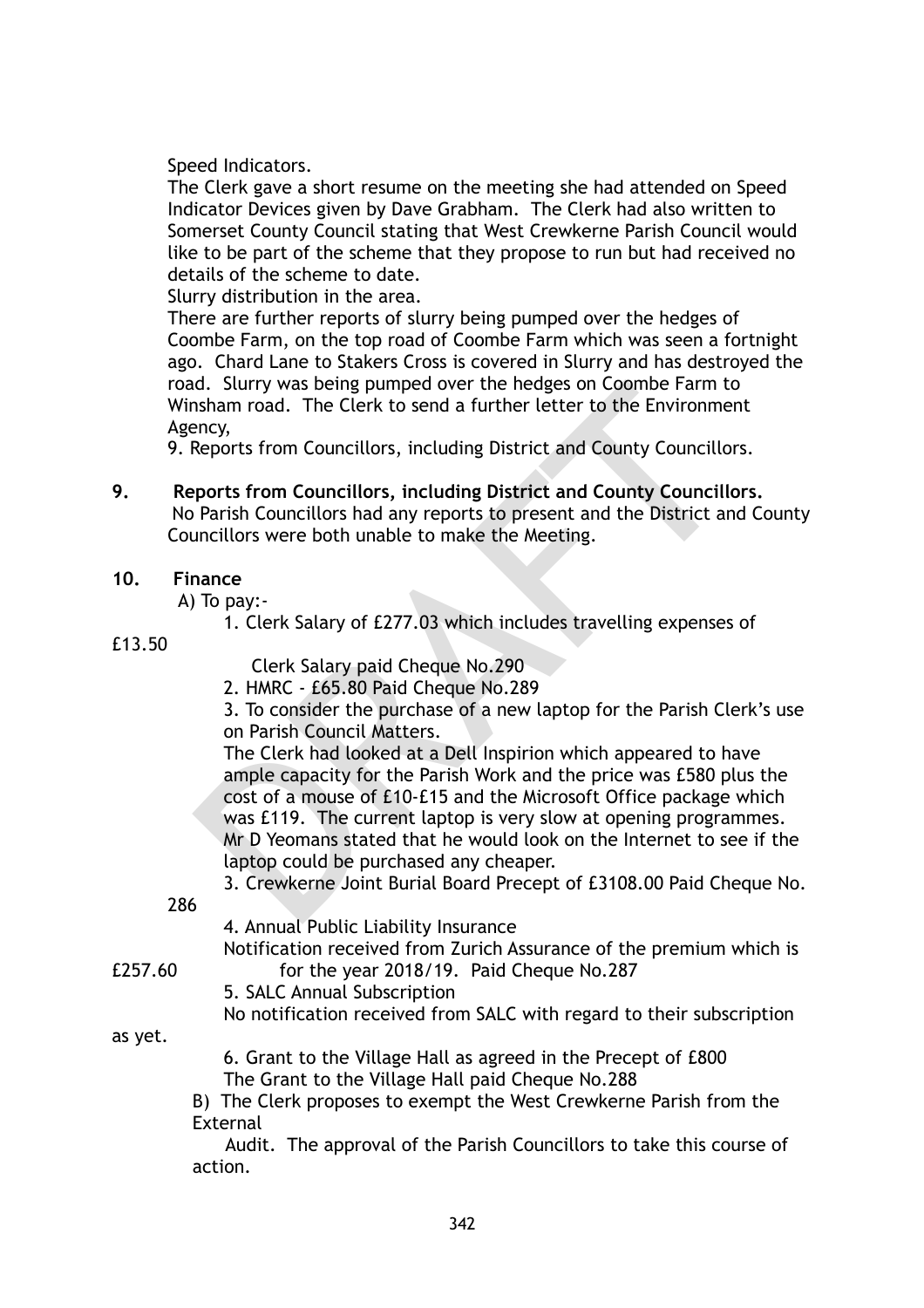Speed Indicators.

The Clerk gave a short resume on the meeting she had attended on Speed Indicator Devices given by Dave Grabham. The Clerk had also written to Somerset County Council stating that West Crewkerne Parish Council would like to be part of the scheme that they propose to run but had received no details of the scheme to date.

Slurry distribution in the area.

There are further reports of slurry being pumped over the hedges of Coombe Farm, on the top road of Coombe Farm which was seen a fortnight ago. Chard Lane to Stakers Cross is covered in Slurry and has destroyed the road. Slurry was being pumped over the hedges on Coombe Farm to Winsham road. The Clerk to send a further letter to the Environment Agency,

9. Reports from Councillors, including District and County Councillors.

**9. Reports from Councillors, including District and County Councillors.**

No Parish Councillors had any reports to present and the District and County Councillors were both unable to make the Meeting.

**10. Finance**

A) To pay:-

1. Clerk Salary of £277.03 which includes travelling expenses of £13.50

Clerk Salary paid Cheque No.290

2. HMRC - £65.80 Paid Cheque No.289

3. To consider the purchase of a new laptop for the Parish Clerk's use on Parish Council Matters.

The Clerk had looked at a Dell Inspirion which appeared to have ample capacity for the Parish Work and the price was £580 plus the cost of a mouse of £10-£15 and the Microsoft Office package which was £119. The current laptop is very slow at opening programmes. Mr D Yeomans stated that he would look on the Internet to see if the laptop could be purchased any cheaper.

3. Crewkerne Joint Burial Board Precept of £3108.00 Paid Cheque No. 286

4. Annual Public Liability Insurance

Notification received from Zurich Assurance of the premium which is £257.60 for the year 2018/19. Paid Cheque No.287

5. SALC Annual Subscription

No notification received from SALC with regard to their subscription as yet.

6. Grant to the Village Hall as agreed in the Precept of £800

The Grant to the Village Hall paid Cheque No.288

B) The Clerk proposes to exempt the West Crewkerne Parish from the External Audit. The approval of the Parish Councillors to take this course of action.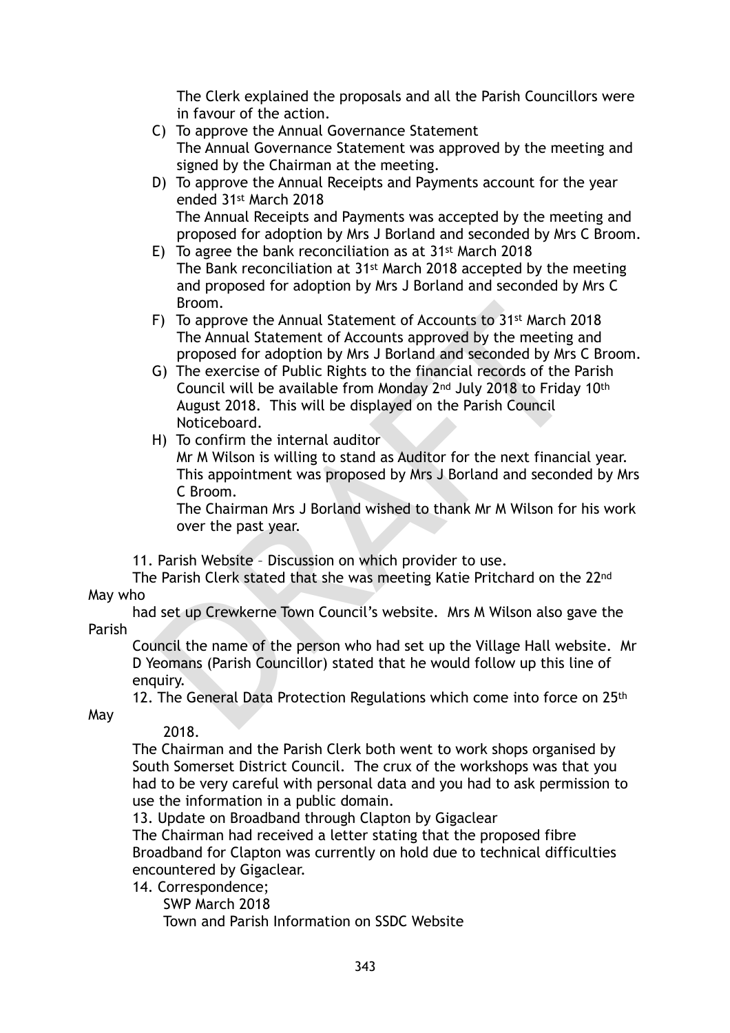The Clerk explained the proposals and all the Parish Councillors were in favour of the action.

C) To approve the Annual Governance Statement
The Annual Governance Statement was approved by the meeting and signed by the Chairman at the meeting.

D) To approve the Annual Receipts and Payments account for the year ended 31st March 2018
The Annual Receipts and Payments was accepted by the meeting and proposed for adoption by Mrs J Borland and seconded by Mrs C Broom.

E) To agree the bank reconciliation as at 31st March 2018
The Bank reconciliation at 31st March 2018 accepted by the meeting and proposed for adoption by Mrs J Borland and seconded by Mrs C Broom.

F) To approve the Annual Statement of Accounts to 31st March 2018
The Annual Statement of Accounts approved by the meeting and proposed for adoption by Mrs J Borland and seconded by Mrs C Broom.

G) The exercise of Public Rights to the financial records of the Parish Council will be available from Monday 2nd July 2018 to Friday 10th August 2018. This will be displayed on the Parish Council Noticeboard.

H) To confirm the internal auditor
Mr M Wilson is willing to stand as Auditor for the next financial year. This appointment was proposed by Mrs J Borland and seconded by Mrs C Broom.
The Chairman Mrs J Borland wished to thank Mr M Wilson for his work over the past year.

11. Parish Website – Discussion on which provider to use.
The Parish Clerk stated that she was meeting Katie Pritchard on the 22nd May who had set up Crewkerne Town Council's website. Mrs M Wilson also gave the Parish Council the name of the person who had set up the Village Hall website. Mr D Yeomans (Parish Councillor) stated that he would follow up this line of enquiry.

12. The General Data Protection Regulations which come into force on 25th May 2018.
The Chairman and the Parish Clerk both went to work shops organised by South Somerset District Council. The crux of the workshops was that you had to be very careful with personal data and you had to ask permission to use the information in a public domain.

13. Update on Broadband through Clapton by Gigaclear
The Chairman had received a letter stating that the proposed fibre Broadband for Clapton was currently on hold due to technical difficulties encountered by Gigaclear.

14. Correspondence;
SWP March 2018
Town and Parish Information on SSDC Website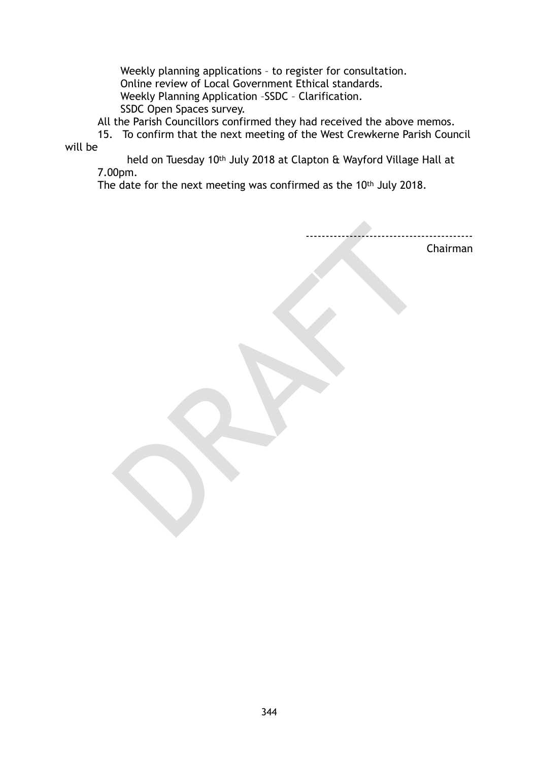Weekly planning applications – to register for consultation.
Online review of Local Government Ethical standards.
Weekly Planning Application –SSDC – Clarification.
SSDC Open Spaces survey.

All the Parish Councillors confirmed they had received the above memos.

15. To confirm that the next meeting of the West Crewkerne Parish Council will be held on Tuesday 10th July 2018 at Clapton & Wayford Village Hall at 7.00pm.

The date for the next meeting was confirmed as the 10th July 2018.

-----------------------------------------
Chairman

DRAFT